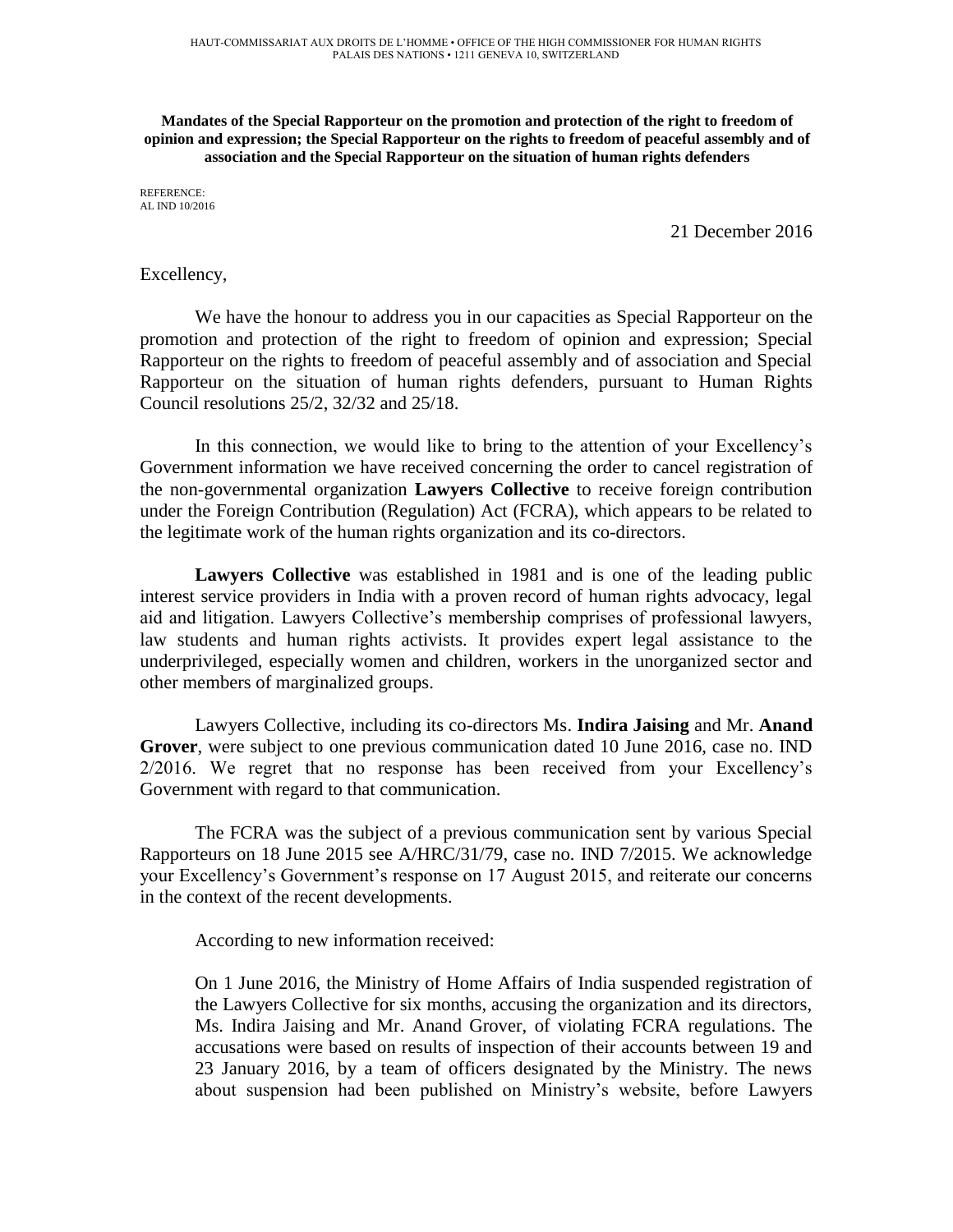HAUT-COMMISSARIAT AUX DROITS DE L'HOMME • OFFICE OF THE HIGH COMMISSIONER FOR HUMAN RIGHTS
PALAIS DES NATIONS • 1211 GENEVA 10, SWITZERLAND

**Mandates of the Special Rapporteur on the promotion and protection of the right to freedom of opinion and expression; the Special Rapporteur on the rights to freedom of peaceful assembly and of association and the Special Rapporteur on the situation of human rights defenders**

REFERENCE:
AL IND 10/2016

21 December 2016

Excellency,

We have the honour to address you in our capacities as Special Rapporteur on the promotion and protection of the right to freedom of opinion and expression; Special Rapporteur on the rights to freedom of peaceful assembly and of association and Special Rapporteur on the situation of human rights defenders, pursuant to Human Rights Council resolutions 25/2, 32/32 and 25/18.

In this connection, we would like to bring to the attention of your Excellency's Government information we have received concerning the order to cancel registration of the non-governmental organization **Lawyers Collective** to receive foreign contribution under the Foreign Contribution (Regulation) Act (FCRA), which appears to be related to the legitimate work of the human rights organization and its co-directors.

**Lawyers Collective** was established in 1981 and is one of the leading public interest service providers in India with a proven record of human rights advocacy, legal aid and litigation. Lawyers Collective's membership comprises of professional lawyers, law students and human rights activists. It provides expert legal assistance to the underprivileged, especially women and children, workers in the unorganized sector and other members of marginalized groups.

Lawyers Collective, including its co-directors Ms. **Indira Jaising** and Mr. **Anand Grover**, were subject to one previous communication dated 10 June 2016, case no. IND 2/2016. We regret that no response has been received from your Excellency's Government with regard to that communication.

The FCRA was the subject of a previous communication sent by various Special Rapporteurs on 18 June 2015 see A/HRC/31/79, case no. IND 7/2015. We acknowledge your Excellency's Government's response on 17 August 2015, and reiterate our concerns in the context of the recent developments.

According to new information received:

> On 1 June 2016, the Ministry of Home Affairs of India suspended registration of the Lawyers Collective for six months, accusing the organization and its directors, Ms. Indira Jaising and Mr. Anand Grover, of violating FCRA regulations. The accusations were based on results of inspection of their accounts between 19 and 23 January 2016, by a team of officers designated by the Ministry. The news about suspension had been published on Ministry's website, before Lawyers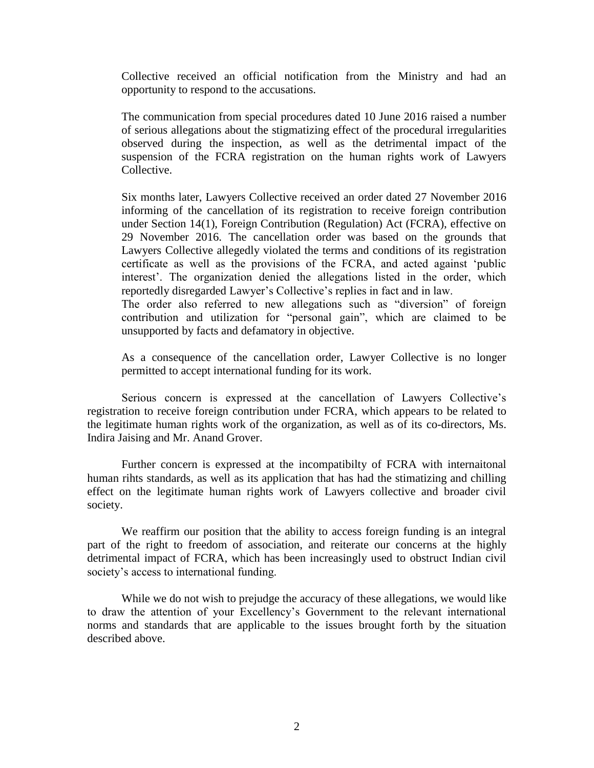Collective received an official notification from the Ministry and had an opportunity to respond to the accusations.

The communication from special procedures dated 10 June 2016 raised a number of serious allegations about the stigmatizing effect of the procedural irregularities observed during the inspection, as well as the detrimental impact of the suspension of the FCRA registration on the human rights work of Lawyers Collective.

Six months later, Lawyers Collective received an order dated 27 November 2016 informing of the cancellation of its registration to receive foreign contribution under Section 14(1), Foreign Contribution (Regulation) Act (FCRA), effective on 29 November 2016. The cancellation order was based on the grounds that Lawyers Collective allegedly violated the terms and conditions of its registration certificate as well as the provisions of the FCRA, and acted against 'public interest'. The organization denied the allegations listed in the order, which reportedly disregarded Lawyer's Collective's replies in fact and in law.
The order also referred to new allegations such as "diversion" of foreign contribution and utilization for "personal gain", which are claimed to be unsupported by facts and defamatory in objective.

As a consequence of the cancellation order, Lawyer Collective is no longer permitted to accept international funding for its work.

Serious concern is expressed at the cancellation of Lawyers Collective's registration to receive foreign contribution under FCRA, which appears to be related to the legitimate human rights work of the organization, as well as of its co-directors, Ms. Indira Jaising and Mr. Anand Grover.

Further concern is expressed at the incompatibilty of FCRA with internaitonal human rihts standards, as well as its application that has had the stimatizing and chilling effect on the legitimate human rights work of Lawyers collective and broader civil society.

We reaffirm our position that the ability to access foreign funding is an integral part of the right to freedom of association, and reiterate our concerns at the highly detrimental impact of FCRA, which has been increasingly used to obstruct Indian civil society's access to international funding.

While we do not wish to prejudge the accuracy of these allegations, we would like to draw the attention of your Excellency's Government to the relevant international norms and standards that are applicable to the issues brought forth by the situation described above.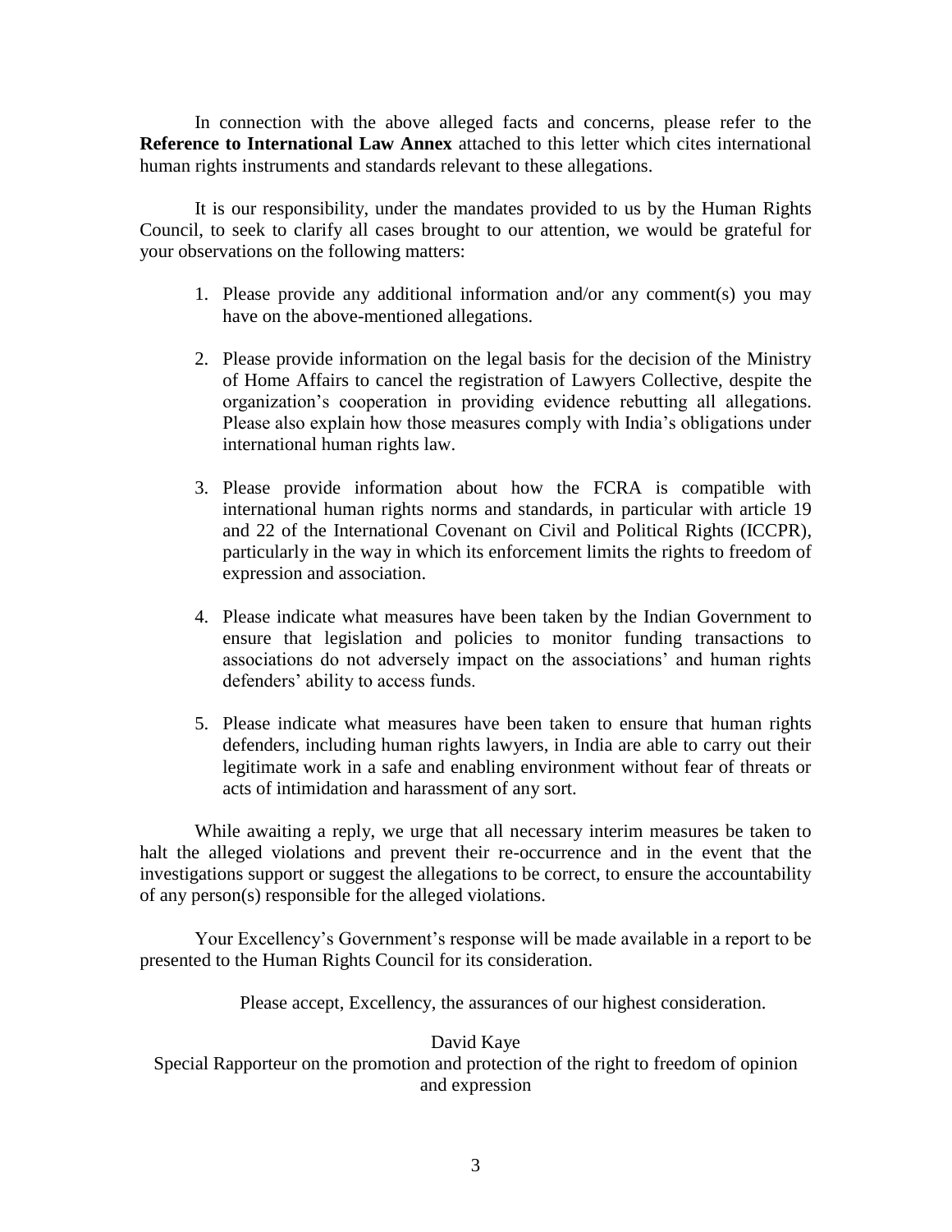In connection with the above alleged facts and concerns, please refer to the **Reference to International Law Annex** attached to this letter which cites international human rights instruments and standards relevant to these allegations.

It is our responsibility, under the mandates provided to us by the Human Rights Council, to seek to clarify all cases brought to our attention, we would be grateful for your observations on the following matters:

1. Please provide any additional information and/or any comment(s) you may have on the above-mentioned allegations.

2. Please provide information on the legal basis for the decision of the Ministry of Home Affairs to cancel the registration of Lawyers Collective, despite the organization's cooperation in providing evidence rebutting all allegations. Please also explain how those measures comply with India's obligations under international human rights law.

3. Please provide information about how the FCRA is compatible with international human rights norms and standards, in particular with article 19 and 22 of the International Covenant on Civil and Political Rights (ICCPR), particularly in the way in which its enforcement limits the rights to freedom of expression and association.

4. Please indicate what measures have been taken by the Indian Government to ensure that legislation and policies to monitor funding transactions to associations do not adversely impact on the associations' and human rights defenders' ability to access funds.

5. Please indicate what measures have been taken to ensure that human rights defenders, including human rights lawyers, in India are able to carry out their legitimate work in a safe and enabling environment without fear of threats or acts of intimidation and harassment of any sort.

While awaiting a reply, we urge that all necessary interim measures be taken to halt the alleged violations and prevent their re-occurrence and in the event that the investigations support or suggest the allegations to be correct, to ensure the accountability of any person(s) responsible for the alleged violations.

Your Excellency's Government's response will be made available in a report to be presented to the Human Rights Council for its consideration.

Please accept, Excellency, the assurances of our highest consideration.

David Kaye
Special Rapporteur on the promotion and protection of the right to freedom of opinion and expression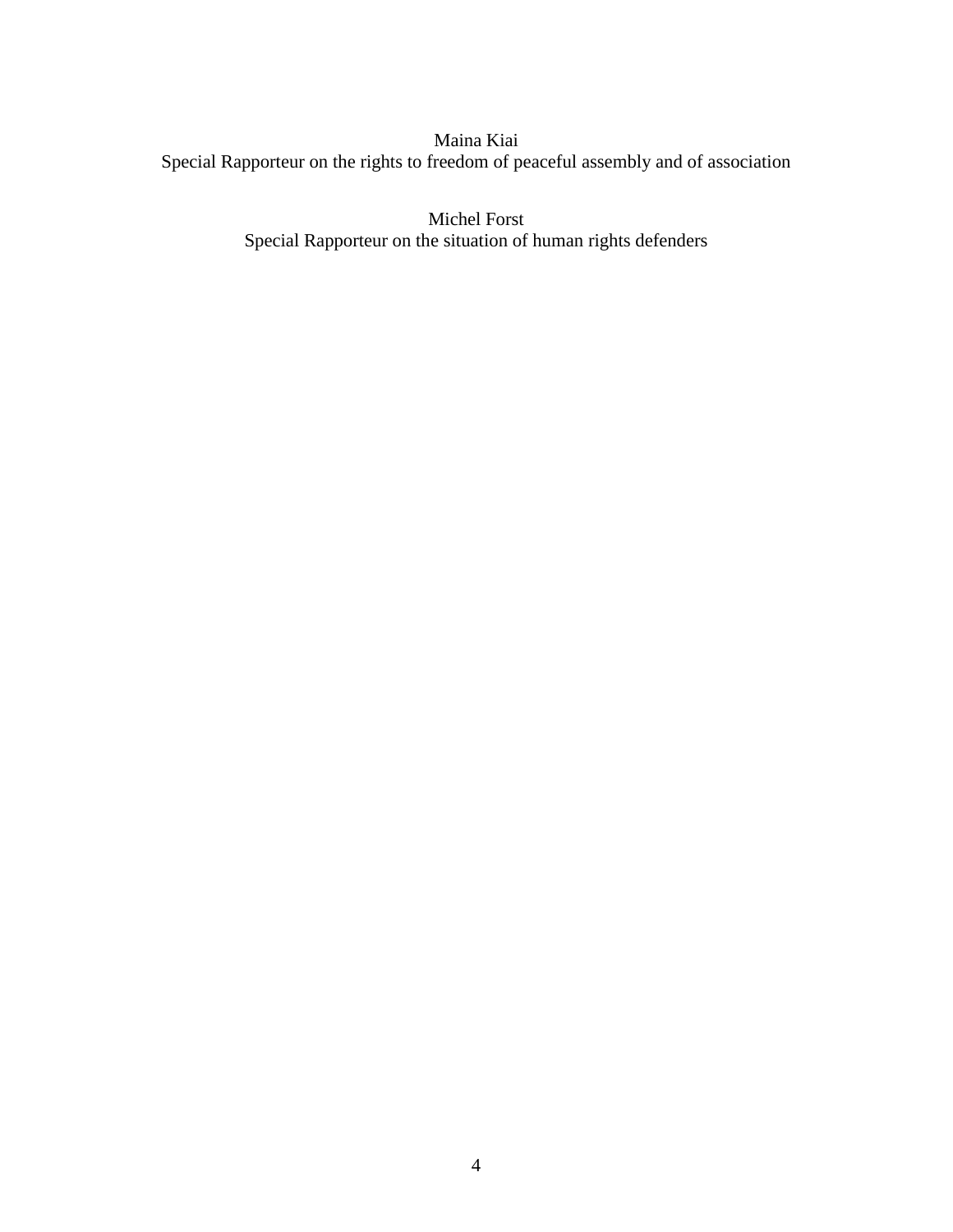Maina Kiai
Special Rapporteur on the rights to freedom of peaceful assembly and of association

Michel Forst
Special Rapporteur on the situation of human rights defenders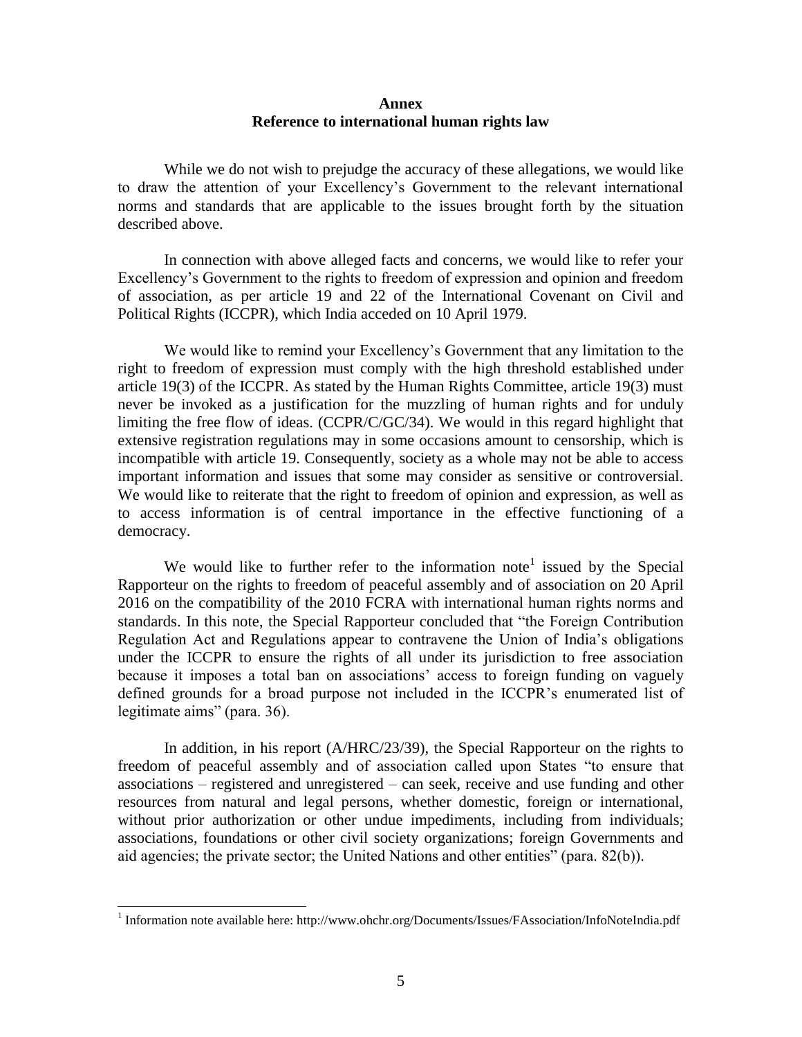**Annex**

**Reference to international human rights law**

While we do not wish to prejudge the accuracy of these allegations, we would like to draw the attention of your Excellency's Government to the relevant international norms and standards that are applicable to the issues brought forth by the situation described above.

In connection with above alleged facts and concerns, we would like to refer your Excellency's Government to the rights to freedom of expression and opinion and freedom of association, as per article 19 and 22 of the International Covenant on Civil and Political Rights (ICCPR), which India acceded on 10 April 1979.

We would like to remind your Excellency's Government that any limitation to the right to freedom of expression must comply with the high threshold established under article 19(3) of the ICCPR. As stated by the Human Rights Committee, article 19(3) must never be invoked as a justification for the muzzling of human rights and for unduly limiting the free flow of ideas. (CCPR/C/GC/34). We would in this regard highlight that extensive registration regulations may in some occasions amount to censorship, which is incompatible with article 19. Consequently, society as a whole may not be able to access important information and issues that some may consider as sensitive or controversial. We would like to reiterate that the right to freedom of opinion and expression, as well as to access information is of central importance in the effective functioning of a democracy.

We would like to further refer to the information note[1] issued by the Special Rapporteur on the rights to freedom of peaceful assembly and of association on 20 April 2016 on the compatibility of the 2010 FCRA with international human rights norms and standards. In this note, the Special Rapporteur concluded that "the Foreign Contribution Regulation Act and Regulations appear to contravene the Union of India's obligations under the ICCPR to ensure the rights of all under its jurisdiction to free association because it imposes a total ban on associations' access to foreign funding on vaguely defined grounds for a broad purpose not included in the ICCPR's enumerated list of legitimate aims" (para. 36).

In addition, in his report (A/HRC/23/39), the Special Rapporteur on the rights to freedom of peaceful assembly and of association called upon States "to ensure that associations – registered and unregistered – can seek, receive and use funding and other resources from natural and legal persons, whether domestic, foreign or international, without prior authorization or other undue impediments, including from individuals; associations, foundations or other civil society organizations; foreign Governments and aid agencies; the private sector; the United Nations and other entities" (para. 82(b)).

[1] Information note available here: http://www.ohchr.org/Documents/Issues/FAssociation/InfoNoteIndia.pdf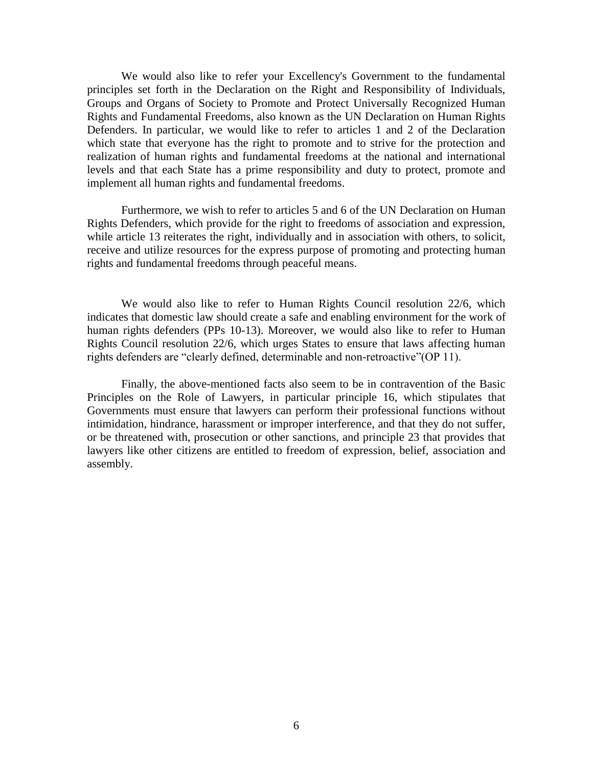We would also like to refer your Excellency's Government to the fundamental principles set forth in the Declaration on the Right and Responsibility of Individuals, Groups and Organs of Society to Promote and Protect Universally Recognized Human Rights and Fundamental Freedoms, also known as the UN Declaration on Human Rights Defenders. In particular, we would like to refer to articles 1 and 2 of the Declaration which state that everyone has the right to promote and to strive for the protection and realization of human rights and fundamental freedoms at the national and international levels and that each State has a prime responsibility and duty to protect, promote and implement all human rights and fundamental freedoms.

Furthermore, we wish to refer to articles 5 and 6 of the UN Declaration on Human Rights Defenders, which provide for the right to freedoms of association and expression, while article 13 reiterates the right, individually and in association with others, to solicit, receive and utilize resources for the express purpose of promoting and protecting human rights and fundamental freedoms through peaceful means.

We would also like to refer to Human Rights Council resolution 22/6, which indicates that domestic law should create a safe and enabling environment for the work of human rights defenders (PPs 10-13). Moreover, we would also like to refer to Human Rights Council resolution 22/6, which urges States to ensure that laws affecting human rights defenders are "clearly defined, determinable and non-retroactive"(OP 11).

Finally, the above-mentioned facts also seem to be in contravention of the Basic Principles on the Role of Lawyers, in particular principle 16, which stipulates that Governments must ensure that lawyers can perform their professional functions without intimidation, hindrance, harassment or improper interference, and that they do not suffer, or be threatened with, prosecution or other sanctions, and principle 23 that provides that lawyers like other citizens are entitled to freedom of expression, belief, association and assembly.